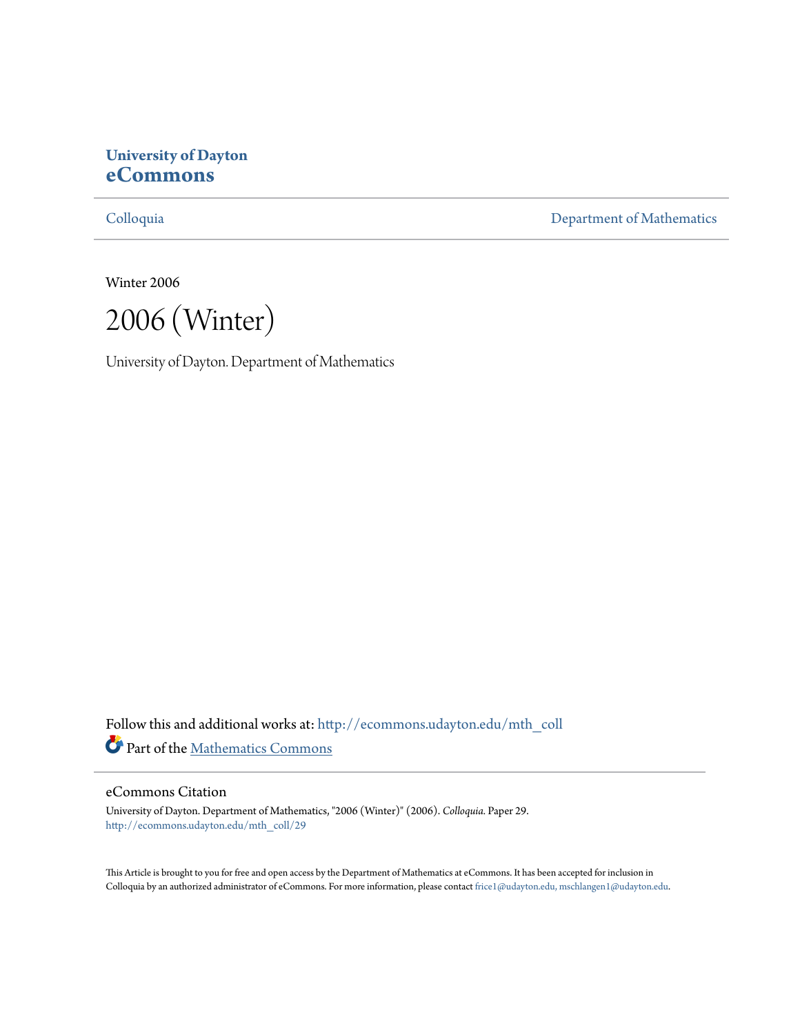**University of Dayton**
**eCommons**

Colloquia | Department of Mathematics

Winter 2006

# 2006 (Winter)

University of Dayton. Department of Mathematics

Follow this and additional works at: http://ecommons.udayton.edu/mth_coll

Part of the Mathematics Commons

## eCommons Citation

University of Dayton. Department of Mathematics, "2006 (Winter)" (2006). *Colloquia.* Paper 29.
http://ecommons.udayton.edu/mth_coll/29

This Article is brought to you for free and open access by the Department of Mathematics at eCommons. It has been accepted for inclusion in Colloquia by an authorized administrator of eCommons. For more information, please contact frice1@udayton.edu, mschlangen1@udayton.edu.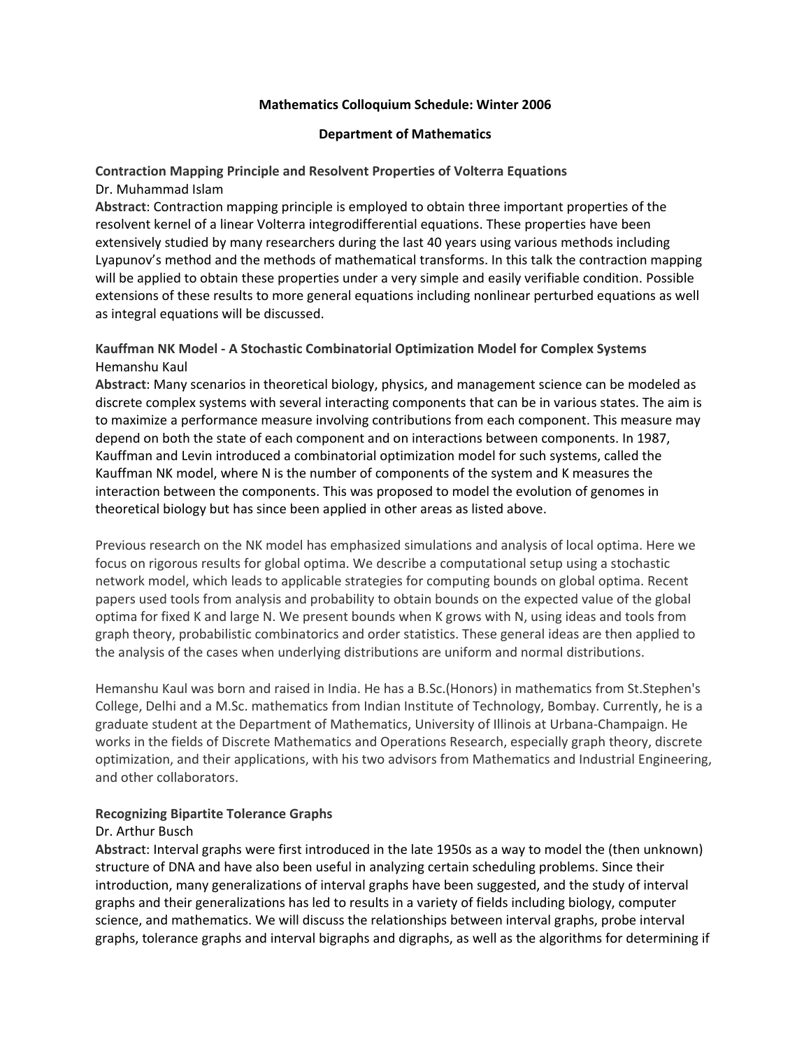**Mathematics Colloquium Schedule: Winter 2006**

**Department of Mathematics**

**Contraction Mapping Principle and Resolvent Properties of Volterra Equations**
Dr. Muhammad Islam
**Abstract**: Contraction mapping principle is employed to obtain three important properties of the resolvent kernel of a linear Volterra integrodifferential equations. These properties have been extensively studied by many researchers during the last 40 years using various methods including Lyapunov's method and the methods of mathematical transforms. In this talk the contraction mapping will be applied to obtain these properties under a very simple and easily verifiable condition. Possible extensions of these results to more general equations including nonlinear perturbed equations as well as integral equations will be discussed.

**Kauffman NK Model - A Stochastic Combinatorial Optimization Model for Complex Systems**
Hemanshu Kaul
**Abstract**: Many scenarios in theoretical biology, physics, and management science can be modeled as discrete complex systems with several interacting components that can be in various states. The aim is to maximize a performance measure involving contributions from each component. This measure may depend on both the state of each component and on interactions between components. In 1987, Kauffman and Levin introduced a combinatorial optimization model for such systems, called the Kauffman NK model, where N is the number of components of the system and K measures the interaction between the components. This was proposed to model the evolution of genomes in theoretical biology but has since been applied in other areas as listed above.

Previous research on the NK model has emphasized simulations and analysis of local optima. Here we focus on rigorous results for global optima. We describe a computational setup using a stochastic network model, which leads to applicable strategies for computing bounds on global optima. Recent papers used tools from analysis and probability to obtain bounds on the expected value of the global optima for fixed K and large N. We present bounds when K grows with N, using ideas and tools from graph theory, probabilistic combinatorics and order statistics. These general ideas are then applied to the analysis of the cases when underlying distributions are uniform and normal distributions.

Hemanshu Kaul was born and raised in India. He has a B.Sc.(Honors) in mathematics from St.Stephen's College, Delhi and a M.Sc. mathematics from Indian Institute of Technology, Bombay. Currently, he is a graduate student at the Department of Mathematics, University of Illinois at Urbana-Champaign. He works in the fields of Discrete Mathematics and Operations Research, especially graph theory, discrete optimization, and their applications, with his two advisors from Mathematics and Industrial Engineering, and other collaborators.

**Recognizing Bipartite Tolerance Graphs**
Dr. Arthur Busch
**Abstract**: Interval graphs were first introduced in the late 1950s as a way to model the (then unknown) structure of DNA and have also been useful in analyzing certain scheduling problems. Since their introduction, many generalizations of interval graphs have been suggested, and the study of interval graphs and their generalizations has led to results in a variety of fields including biology, computer science, and mathematics. We will discuss the relationships between interval graphs, probe interval graphs, tolerance graphs and interval bigraphs and digraphs, as well as the algorithms for determining if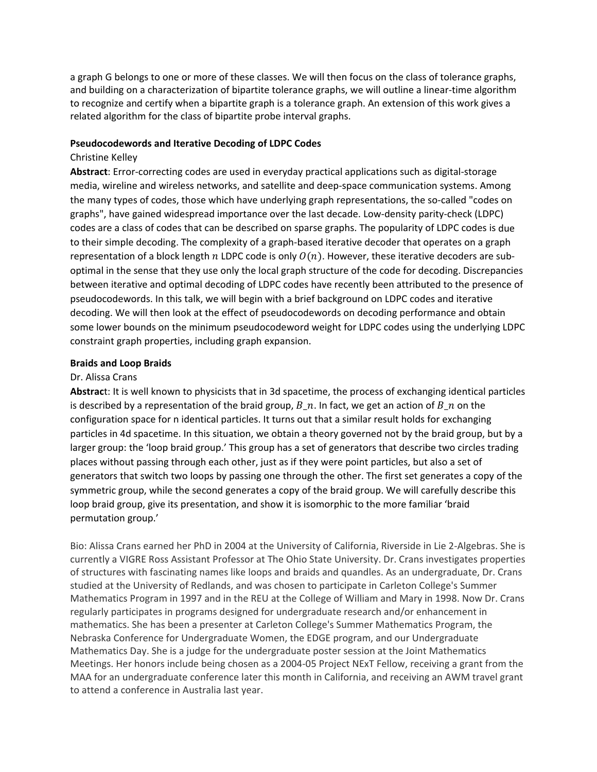a graph G belongs to one or more of these classes. We will then focus on the class of tolerance graphs, and building on a characterization of bipartite tolerance graphs, we will outline a linear-time algorithm to recognize and certify when a bipartite graph is a tolerance graph. An extension of this work gives a related algorithm for the class of bipartite probe interval graphs.

**Pseudocodewords and Iterative Decoding of LDPC Codes**

Christine Kelley

**Abstract**: Error-correcting codes are used in everyday practical applications such as digital-storage media, wireline and wireless networks, and satellite and deep-space communication systems. Among the many types of codes, those which have underlying graph representations, the so-called "codes on graphs", have gained widespread importance over the last decade. Low-density parity-check (LDPC) codes are a class of codes that can be described on sparse graphs. The popularity of LDPC codes is due to their simple decoding. The complexity of a graph-based iterative decoder that operates on a graph representation of a block length $n$ LDPC code is only $O(n)$. However, these iterative decoders are sub-optimal in the sense that they use only the local graph structure of the code for decoding. Discrepancies between iterative and optimal decoding of LDPC codes have recently been attributed to the presence of pseudocodewords. In this talk, we will begin with a brief background on LDPC codes and iterative decoding. We will then look at the effect of pseudocodewords on decoding performance and obtain some lower bounds on the minimum pseudocodeword weight for LDPC codes using the underlying LDPC constraint graph properties, including graph expansion.

**Braids and Loop Braids**

Dr. Alissa Crans

**Abstrac**t: It is well known to physicists that in 3d spacetime, the process of exchanging identical particles is described by a representation of the braid group, $B\_n$. In fact, we get an action of $B\_n$ on the configuration space for n identical particles. It turns out that a similar result holds for exchanging particles in 4d spacetime. In this situation, we obtain a theory governed not by the braid group, but by a larger group: the 'loop braid group.' This group has a set of generators that describe two circles trading places without passing through each other, just as if they were point particles, but also a set of generators that switch two loops by passing one through the other. The first set generates a copy of the symmetric group, while the second generates a copy of the braid group. We will carefully describe this loop braid group, give its presentation, and show it is isomorphic to the more familiar 'braid permutation group.'

Bio: Alissa Crans earned her PhD in 2004 at the University of California, Riverside in Lie 2-Algebras. She is currently a VIGRE Ross Assistant Professor at The Ohio State University. Dr. Crans investigates properties of structures with fascinating names like loops and braids and quandles. As an undergraduate, Dr. Crans studied at the University of Redlands, and was chosen to participate in Carleton College's Summer Mathematics Program in 1997 and in the REU at the College of William and Mary in 1998. Now Dr. Crans regularly participates in programs designed for undergraduate research and/or enhancement in mathematics. She has been a presenter at Carleton College's Summer Mathematics Program, the Nebraska Conference for Undergraduate Women, the EDGE program, and our Undergraduate Mathematics Day. She is a judge for the undergraduate poster session at the Joint Mathematics Meetings. Her honors include being chosen as a 2004-05 Project NExT Fellow, receiving a grant from the MAA for an undergraduate conference later this month in California, and receiving an AWM travel grant to attend a conference in Australia last year.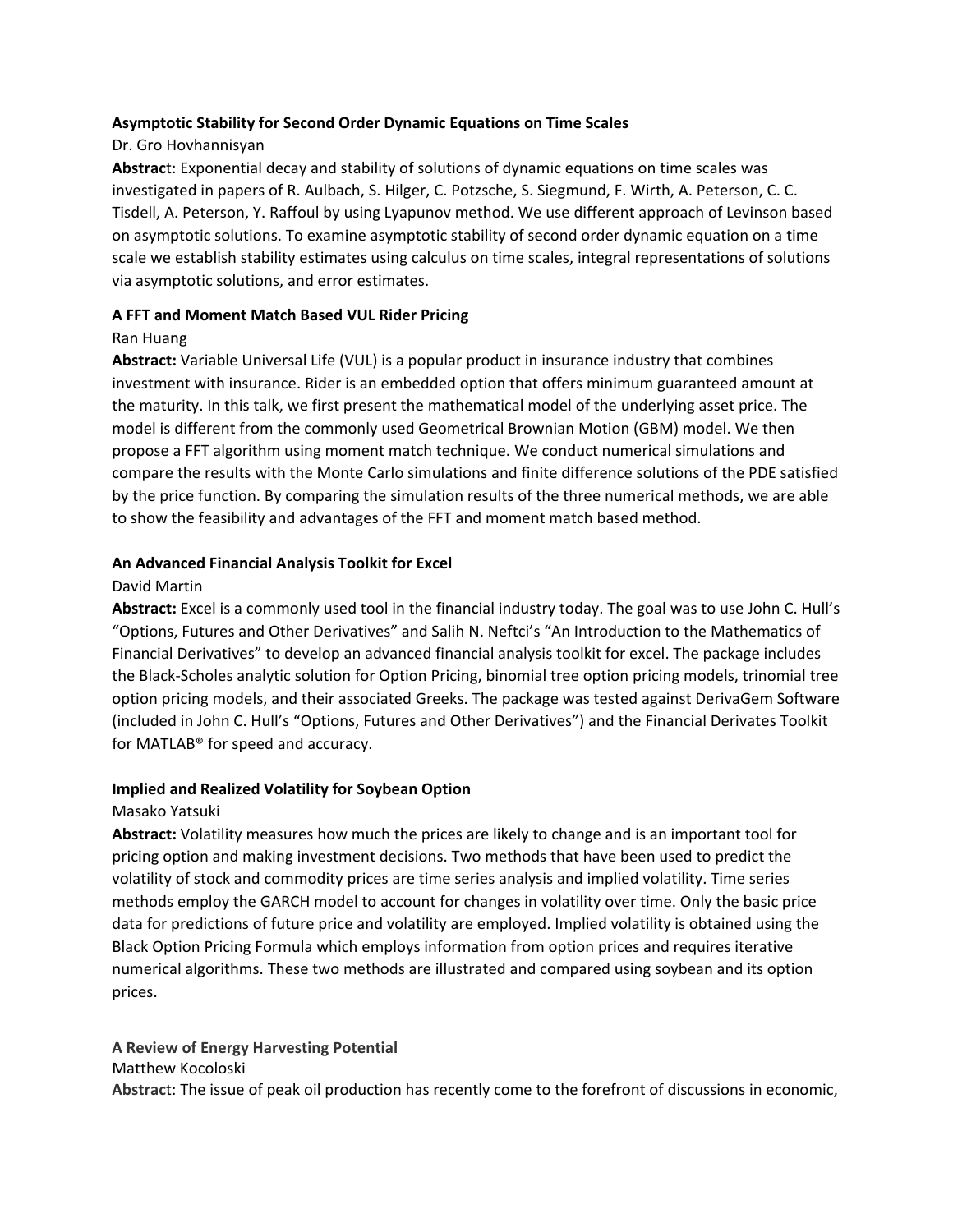**Asymptotic Stability for Second Order Dynamic Equations on Time Scales**

Dr. Gro Hovhannisyan

**Abstract**: Exponential decay and stability of solutions of dynamic equations on time scales was investigated in papers of R. Aulbach, S. Hilger, C. Potzsche, S. Siegmund, F. Wirth, A. Peterson, C. C. Tisdell, A. Peterson, Y. Raffoul by using Lyapunov method. We use different approach of Levinson based on asymptotic solutions. To examine asymptotic stability of second order dynamic equation on a time scale we establish stability estimates using calculus on time scales, integral representations of solutions via asymptotic solutions, and error estimates.

**A FFT and Moment Match Based VUL Rider Pricing**

Ran Huang

**Abstract:** Variable Universal Life (VUL) is a popular product in insurance industry that combines investment with insurance. Rider is an embedded option that offers minimum guaranteed amount at the maturity. In this talk, we first present the mathematical model of the underlying asset price. The model is different from the commonly used Geometrical Brownian Motion (GBM) model. We then propose a FFT algorithm using moment match technique. We conduct numerical simulations and compare the results with the Monte Carlo simulations and finite difference solutions of the PDE satisfied by the price function. By comparing the simulation results of the three numerical methods, we are able to show the feasibility and advantages of the FFT and moment match based method.

**An Advanced Financial Analysis Toolkit for Excel**

David Martin

**Abstract:** Excel is a commonly used tool in the financial industry today. The goal was to use John C. Hull's "Options, Futures and Other Derivatives" and Salih N. Neftci's "An Introduction to the Mathematics of Financial Derivatives" to develop an advanced financial analysis toolkit for excel. The package includes the Black-Scholes analytic solution for Option Pricing, binomial tree option pricing models, trinomial tree option pricing models, and their associated Greeks. The package was tested against DerivaGem Software (included in John C. Hull's "Options, Futures and Other Derivatives") and the Financial Derivates Toolkit for MATLAB® for speed and accuracy.

**Implied and Realized Volatility for Soybean Option**

Masako Yatsuki

**Abstract:** Volatility measures how much the prices are likely to change and is an important tool for pricing option and making investment decisions. Two methods that have been used to predict the volatility of stock and commodity prices are time series analysis and implied volatility. Time series methods employ the GARCH model to account for changes in volatility over time. Only the basic price data for predictions of future price and volatility are employed. Implied volatility is obtained using the Black Option Pricing Formula which employs information from option prices and requires iterative numerical algorithms. These two methods are illustrated and compared using soybean and its option prices.

**A Review of Energy Harvesting Potential**

Matthew Kocoloski

**Abstract**: The issue of peak oil production has recently come to the forefront of discussions in economic,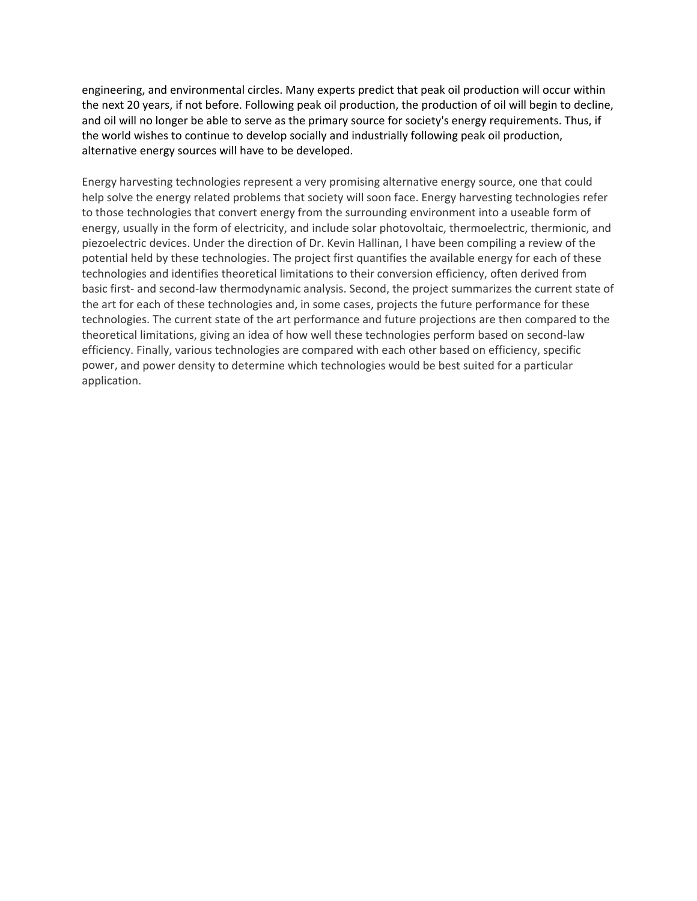engineering, and environmental circles. Many experts predict that peak oil production will occur within the next 20 years, if not before. Following peak oil production, the production of oil will begin to decline, and oil will no longer be able to serve as the primary source for society's energy requirements. Thus, if the world wishes to continue to develop socially and industrially following peak oil production, alternative energy sources will have to be developed.

Energy harvesting technologies represent a very promising alternative energy source, one that could help solve the energy related problems that society will soon face. Energy harvesting technologies refer to those technologies that convert energy from the surrounding environment into a useable form of energy, usually in the form of electricity, and include solar photovoltaic, thermoelectric, thermionic, and piezoelectric devices. Under the direction of Dr. Kevin Hallinan, I have been compiling a review of the potential held by these technologies. The project first quantifies the available energy for each of these technologies and identifies theoretical limitations to their conversion efficiency, often derived from basic first- and second-law thermodynamic analysis. Second, the project summarizes the current state of the art for each of these technologies and, in some cases, projects the future performance for these technologies. The current state of the art performance and future projections are then compared to the theoretical limitations, giving an idea of how well these technologies perform based on second-law efficiency. Finally, various technologies are compared with each other based on efficiency, specific power, and power density to determine which technologies would be best suited for a particular application.